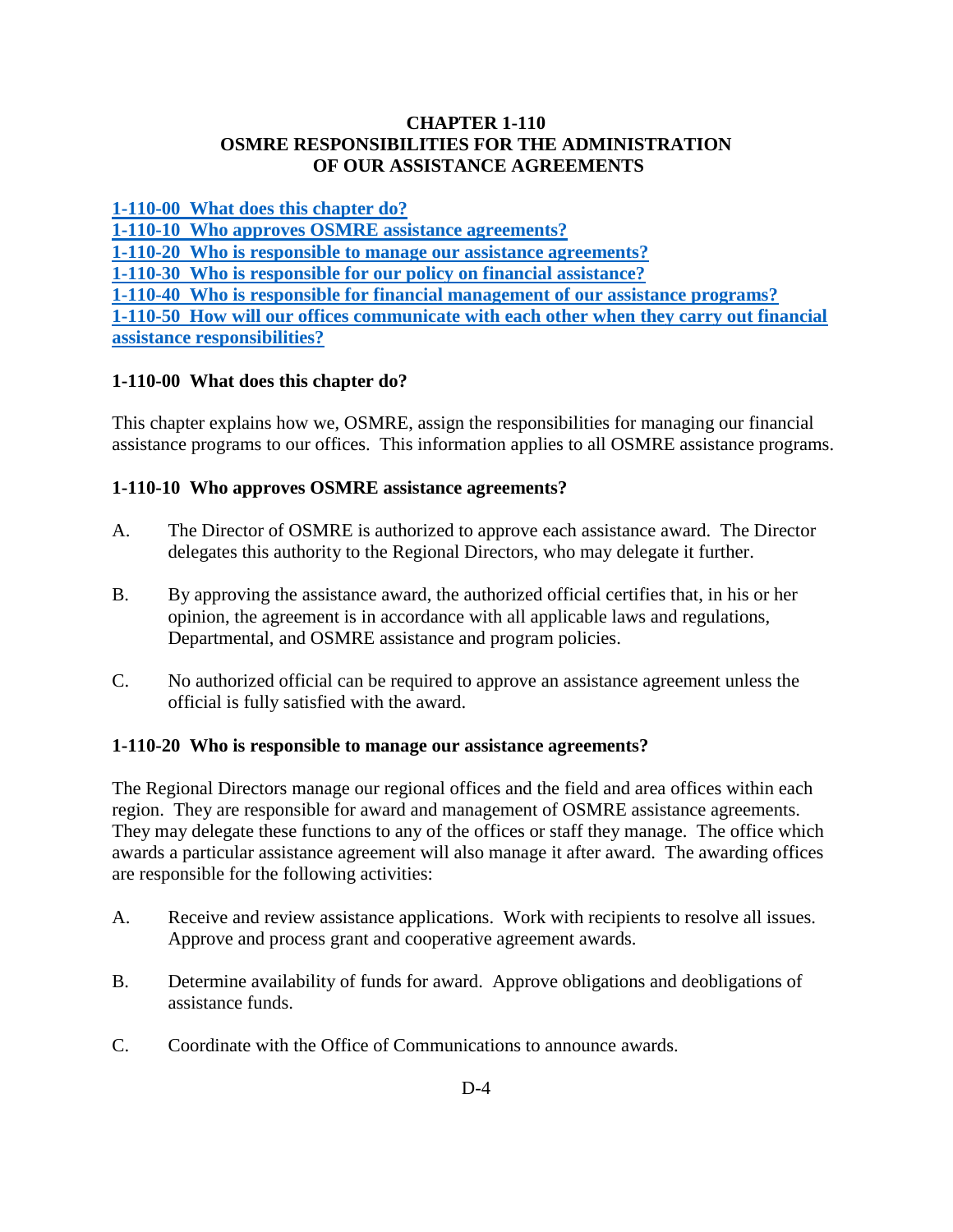# CHAPTER 1-110
# OSMRE RESPONSIBILITIES FOR THE ADMINISTRATION OF OUR ASSISTANCE AGREEMENTS

[1-110-00 What does this chapter do?](#)
[1-110-10 Who approves OSMRE assistance agreements?](#)
[1-110-20 Who is responsible to manage our assistance agreements?](#)
[1-110-30 Who is responsible for our policy on financial assistance?](#)
[1-110-40 Who is responsible for financial management of our assistance programs?](#)
[1-110-50 How will our offices communicate with each other when they carry out financial assistance responsibilities?](#)

## 1-110-00 What does this chapter do?

This chapter explains how we, OSMRE, assign the responsibilities for managing our financial assistance programs to our offices. This information applies to all OSMRE assistance programs.

## 1-110-10 Who approves OSMRE assistance agreements?

A. The Director of OSMRE is authorized to approve each assistance award. The Director delegates this authority to the Regional Directors, who may delegate it further.

B. By approving the assistance award, the authorized official certifies that, in his or her opinion, the agreement is in accordance with all applicable laws and regulations, Departmental, and OSMRE assistance and program policies.

C. No authorized official can be required to approve an assistance agreement unless the official is fully satisfied with the award.

## 1-110-20 Who is responsible to manage our assistance agreements?

The Regional Directors manage our regional offices and the field and area offices within each region. They are responsible for award and management of OSMRE assistance agreements. They may delegate these functions to any of the offices or staff they manage. The office which awards a particular assistance agreement will also manage it after award. The awarding offices are responsible for the following activities:

A. Receive and review assistance applications. Work with recipients to resolve all issues. Approve and process grant and cooperative agreement awards.

B. Determine availability of funds for award. Approve obligations and deobligations of assistance funds.

C. Coordinate with the Office of Communications to announce awards.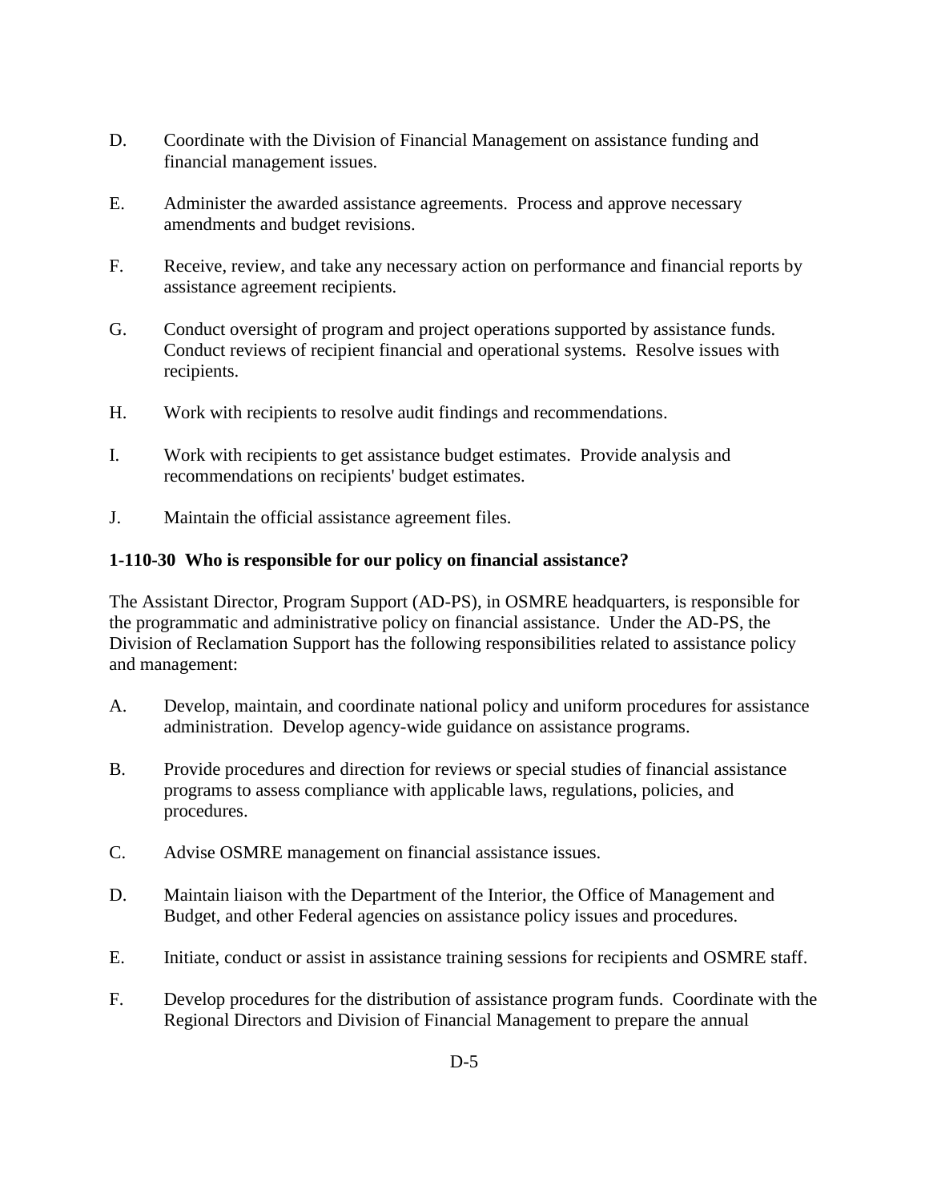D. Coordinate with the Division of Financial Management on assistance funding and financial management issues.

E. Administer the awarded assistance agreements. Process and approve necessary amendments and budget revisions.

F. Receive, review, and take any necessary action on performance and financial reports by assistance agreement recipients.

G. Conduct oversight of program and project operations supported by assistance funds. Conduct reviews of recipient financial and operational systems. Resolve issues with recipients.

H. Work with recipients to resolve audit findings and recommendations.

I. Work with recipients to get assistance budget estimates. Provide analysis and recommendations on recipients' budget estimates.

J. Maintain the official assistance agreement files.

**1-110-30 Who is responsible for our policy on financial assistance?**

The Assistant Director, Program Support (AD-PS), in OSMRE headquarters, is responsible for the programmatic and administrative policy on financial assistance. Under the AD-PS, the Division of Reclamation Support has the following responsibilities related to assistance policy and management:

A. Develop, maintain, and coordinate national policy and uniform procedures for assistance administration. Develop agency-wide guidance on assistance programs.

B. Provide procedures and direction for reviews or special studies of financial assistance programs to assess compliance with applicable laws, regulations, policies, and procedures.

C. Advise OSMRE management on financial assistance issues.

D. Maintain liaison with the Department of the Interior, the Office of Management and Budget, and other Federal agencies on assistance policy issues and procedures.

E. Initiate, conduct or assist in assistance training sessions for recipients and OSMRE staff.

F. Develop procedures for the distribution of assistance program funds. Coordinate with the Regional Directors and Division of Financial Management to prepare the annual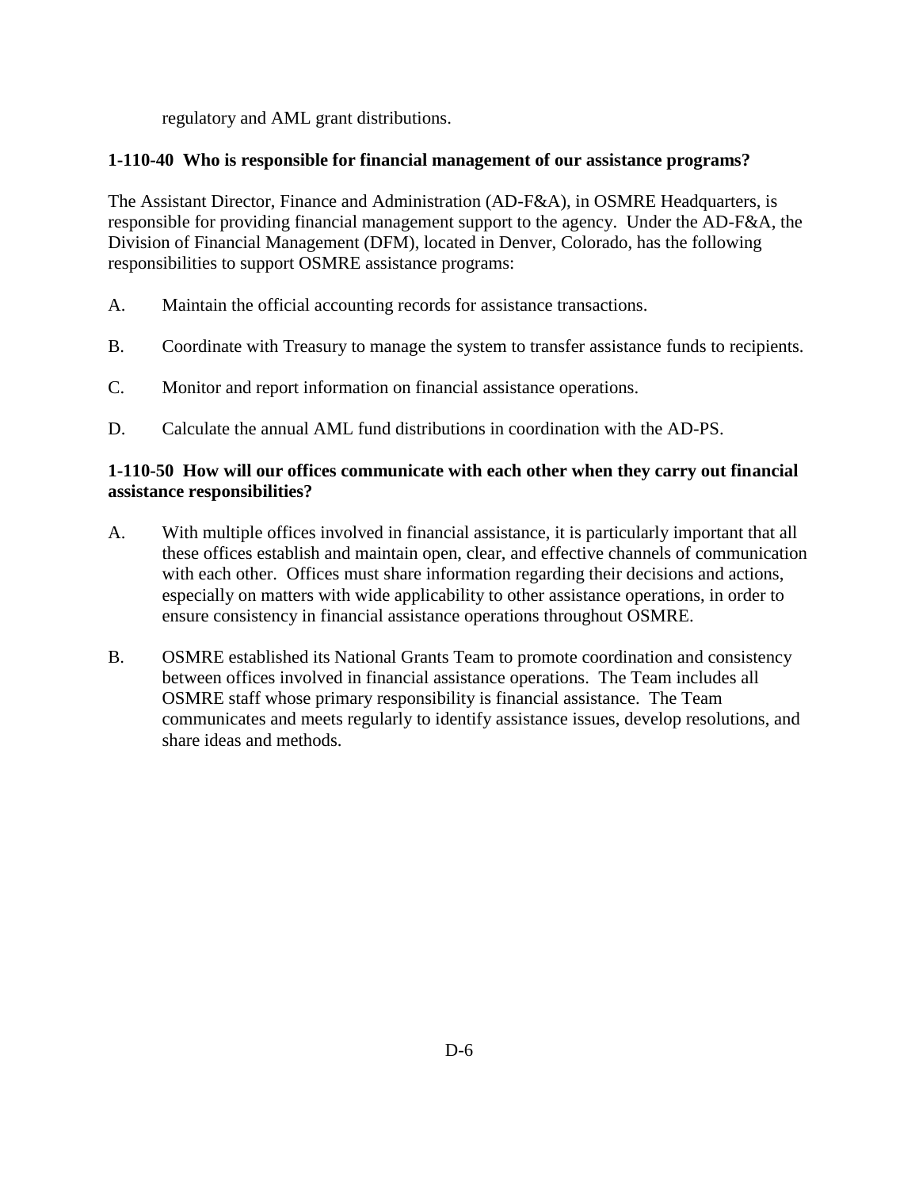regulatory and AML grant distributions.

**1-110-40 Who is responsible for financial management of our assistance programs?**

The Assistant Director, Finance and Administration (AD-F&A), in OSMRE Headquarters, is responsible for providing financial management support to the agency. Under the AD-F&A, the Division of Financial Management (DFM), located in Denver, Colorado, has the following responsibilities to support OSMRE assistance programs:

A. Maintain the official accounting records for assistance transactions.

B. Coordinate with Treasury to manage the system to transfer assistance funds to recipients.

C. Monitor and report information on financial assistance operations.

D. Calculate the annual AML fund distributions in coordination with the AD-PS.

**1-110-50 How will our offices communicate with each other when they carry out financial assistance responsibilities?**

A. With multiple offices involved in financial assistance, it is particularly important that all these offices establish and maintain open, clear, and effective channels of communication with each other. Offices must share information regarding their decisions and actions, especially on matters with wide applicability to other assistance operations, in order to ensure consistency in financial assistance operations throughout OSMRE.

B. OSMRE established its National Grants Team to promote coordination and consistency between offices involved in financial assistance operations. The Team includes all OSMRE staff whose primary responsibility is financial assistance. The Team communicates and meets regularly to identify assistance issues, develop resolutions, and share ideas and methods.